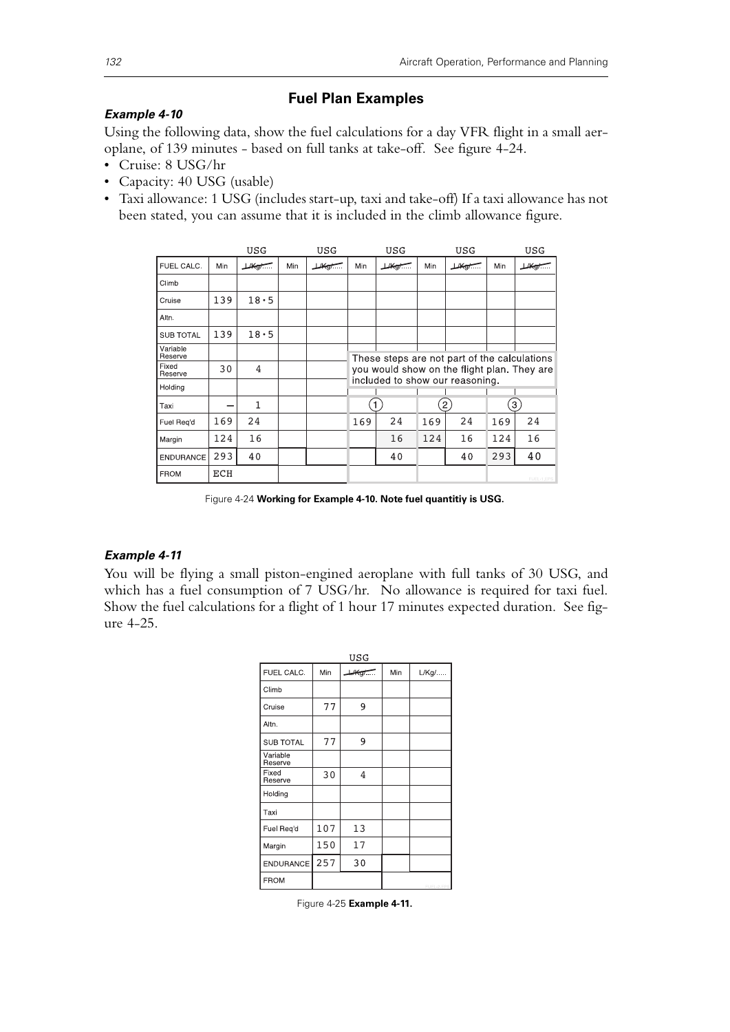## Fuel Plan Examples

### *Example 4-10*

Using the following data, show the fuel calculations for a day VFR flight in a small aeroplane, of 139 minutes - based on full tanks at take-off. See figure 4-24.

- Cruise: 8 USG/hr
- Capacity: 40 USG (usable)
- Taxi allowance: 1 USG (includes start-up, taxi and take-off) If a taxi allowance has not been stated, you can assume that it is included in the climb allowance figure.

| | | USG | | USG | | USG | | USG | | USG |
|---|---|---|---|---|---|---|---|---|---|---|
| FUEL CALC. | Min | ~~L/Kg/~~..... | Min | ~~L/Kg/~~..... | Min | ~~L/Kg/~~..... | Min | ~~L/Kg/~~..... | Min | ~~L/Kg/~~..... |
| Climb | | | | | | | | | | |
| Cruise | 139 | 18·5 | | | | | | | | |
| Altn. | | | | | | | | | | |
| SUB TOTAL | 139 | 18·5 | | | | | | | | |
| Variable Reserve | | | | | | | | | | |
| Fixed Reserve | 30 | 4 | | | | | | | | |
| Holding | | | | | | | | | | |
| Taxi | – | 1 | | | ① | | ② | | ③ | |
| Fuel Req'd | 169 | 24 | | | 169 | 24 | 169 | 24 | 169 | 24 |
| Margin | 124 | 16 | | | | 16 | 124 | 16 | 124 | 16 |
| ENDURANCE | 293 | 40 | | | | 40 | | 40 | 293 | 40 |
| FROM | ECH | | | | | | | | | |

These steps are not part of the calculations you would show on the flight plan. They are included to show our reasoning.

Figure 4-24 **Working for Example 4-10. Note fuel quantitiy is USG.**

### *Example 4-11*

You will be flying a small piston-engined aeroplane with full tanks of 30 USG, and which has a fuel consumption of 7 USG/hr. No allowance is required for taxi fuel. Show the fuel calculations for a flight of 1 hour 17 minutes expected duration. See figure 4-25.

| | | USG | | |
|---|---|---|---|---|
| FUEL CALC. | Min | ~~L/Kg/~~..... | Min | L/Kg/..... |
| Climb | | | | |
| Cruise | 77 | 9 | | |
| Altn. | | | | |
| SUB TOTAL | 77 | 9 | | |
| Variable Reserve | | | | |
| Fixed Reserve | 30 | 4 | | |
| Holding | | | | |
| Taxi | | | | |
| Fuel Req'd | 107 | 13 | | |
| Margin | 150 | 17 | | |
| ENDURANCE | 257 | 30 | | |
| FROM | | | | |

Figure 4-25 **Example 4-11.**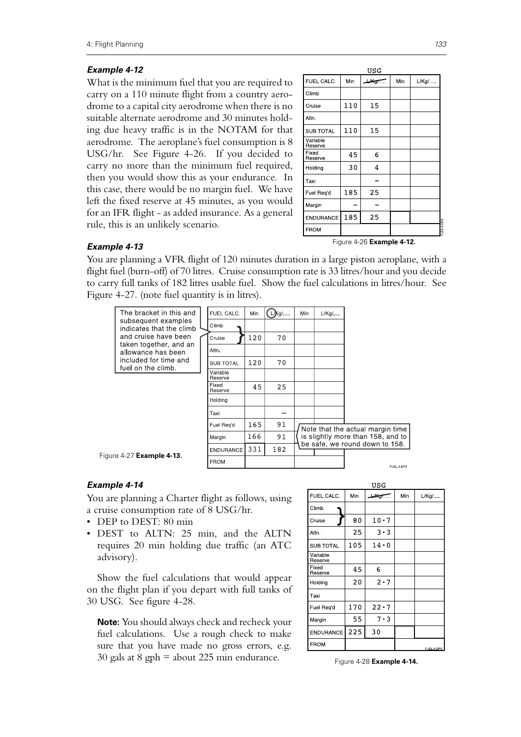### *Example 4-12*

What is the minimum fuel that you are required to carry on a 110 minute flight from a country aerodrome to a capital city aerodrome when there is no suitable alternate aerodrome and 30 minutes holding due heavy traffic is in the NOTAM for that aerodrome. The aeroplane's fuel consumption is 8 USG/hr. See Figure 4-26. If you decided to carry no more than the minimum fuel required, then you would show this as your endurance. In this case, there would be no margin fuel. We have left the fixed reserve at 45 minutes, as you would for an IFR flight - as added insurance. As a general rule, this is an unlikely scenario.

| FUEL CALC. | Min | USG (~~L/Kg/.....~~) | Min | L/Kg/..... |
|---|---|---|---|---|
| Climb | | | | |
| Cruise | 110 | 15 | | |
| Altn. | | | | |
| SUB TOTAL | 110 | 15 | | |
| Variable Reserve | | | | |
| Fixed Reserve | 45 | 6 | | |
| Holding | 30 | 4 | | |
| Taxi | | – | | |
| Fuel Req'd | 185 | 25 | | |
| Margin | – | – | | |
| ENDURANCE | 185 | 25 | | |
| FROM | | | | |

Figure 4-26 **Example 4-12.**

### *Example 4-13*

You are planning a VFR flight of 120 minutes duration in a large piston aeroplane, with a flight fuel (burn-off) of 70 litres. Cruise consumption rate is 33 litres/hour and you decide to carry full tanks of 182 litres usable fuel. Show the fuel calculations in litres/hour. See Figure 4-27. (note fuel quantity is in litres).

The bracket in this and subsequent examples indicates that the climb and cruise have been taken together, and an allowance has been included for time and fuel on the climb.

| FUEL CALC. | Min | (L)/Kg/..... | Min | L/Kg/..... |
|---|---|---|---|---|
| Climb } | | | | |
| Cruise } | 120 | 70 | | |
| Altn. | | | | |
| SUB TOTAL | 120 | 70 | | |
| Variable Reserve | | | | |
| Fixed Reserve | 45 | 25 | | |
| Holding | | | | |
| Taxi | | – | | |
| Fuel Req'd | 165 | 91 | | |
| Margin | 166 | 91 | | |
| ENDURANCE | 331 | 182 | | |
| FROM | | | | |

Note that the actual margin time is slightly more than 158, and to be safe, we round down to 158.

Figure 4-27 **Example 4-13.**

### *Example 4-14*

You are planning a Charter flight as follows, using a cruise consumption rate of 8 USG/hr.

- DEP to DEST: 80 min
- DEST to ALTN: 25 min, and the ALTN requires 20 min holding due traffic (an ATC advisory).

Show the fuel calculations that would appear on the flight plan if you depart with full tanks of 30 USG. See figure 4-28.

**Note:** You should always check and recheck your fuel calculations. Use a rough check to make sure that you have made no gross errors, e.g. 30 gals at 8 gph = about 225 min endurance.

| FUEL CALC. | Min | USG (~~L/Kg/.....~~) | Min | L/Kg/..... |
|---|---|---|---|---|
| Climb } | | | | |
| Cruise } | 80 | 10•7 | | |
| Altn. | 25 | 3•3 | | |
| SUB TOTAL | 105 | 14•0 | | |
| Variable Reserve | | | | |
| Fixed Reserve | 45 | 6 | | |
| Holding | 20 | 2•7 | | |
| Taxi | | | | |
| Fuel Req'd | 170 | 22•7 | | |
| Margin | 55 | 7•3 | | |
| ENDURANCE | 225 | 30 | | |
| FROM | | | | |

Figure 4-28 **Example 4-14.**